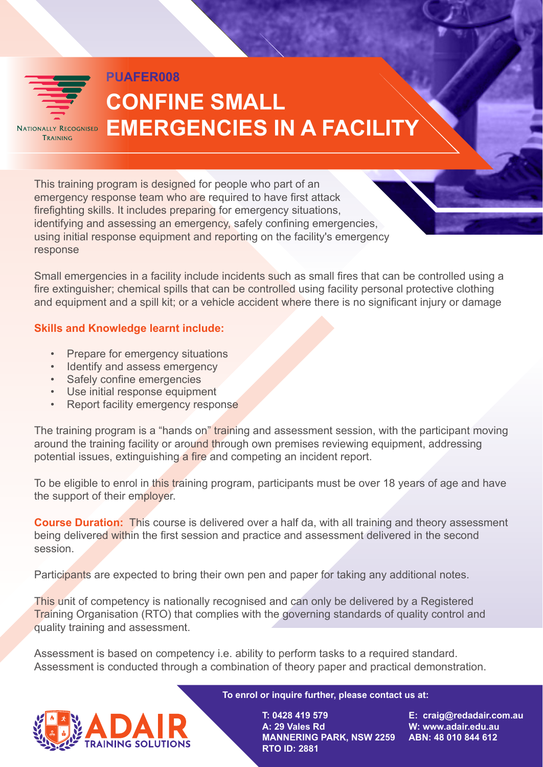NATIONALLY RECOGNISED TRAINING

**PUAFER008**

# CONFINE SMALL EMERGENCIES IN A FACILITY

This training program is designed for people who part of an emergency response team who are required to have first attack firefighting skills. It includes preparing for emergency situations, identifying and assessing an emergency, safely confining emergencies, using initial response equipment and reporting on the facility's emergency response

Small emergencies in a facility include incidents such as small fires that can be controlled using a fire extinguisher; chemical spills that can be controlled using facility personal protective clothing and equipment and a spill kit; or a vehicle accident where there is no significant injury or damage

**Skills and Knowledge learnt include:**

- Prepare for emergency situations
- Identify and assess emergency
- Safely confine emergencies
- Use initial response equipment
- Report facility emergency response

The training program is a "hands on" training and assessment session, with the participant moving around the training facility or around through own premises reviewing equipment, addressing potential issues, extinguishing a fire and competing an incident report.

To be eligible to enrol in this training program, participants must be over 18 years of age and have the support of their employer.

**Course Duration:** This course is delivered over a half da, with all training and theory assessment being delivered within the first session and practice and assessment delivered in the second session.

Participants are expected to bring their own pen and paper for taking any additional notes.

This unit of competency is nationally recognised and can only be delivered by a Registered Training Organisation (RTO) that complies with the governing standards of quality control and quality training and assessment.

Assessment is based on competency i.e. ability to perform tasks to a required standard. Assessment is conducted through a combination of theory paper and practical demonstration.

ADAIR TRAINING SOLUTIONS

**To enrol or inquire further, please contact us at:**

**T: 0428 419 579**
**A: 29 Vales Rd**
**MANNERING PARK, NSW 2259**
**RTO ID: 2881**

**E: craig@redadair.com.au**
**W: www.adair.edu.au**
**ABN: 48 010 844 612**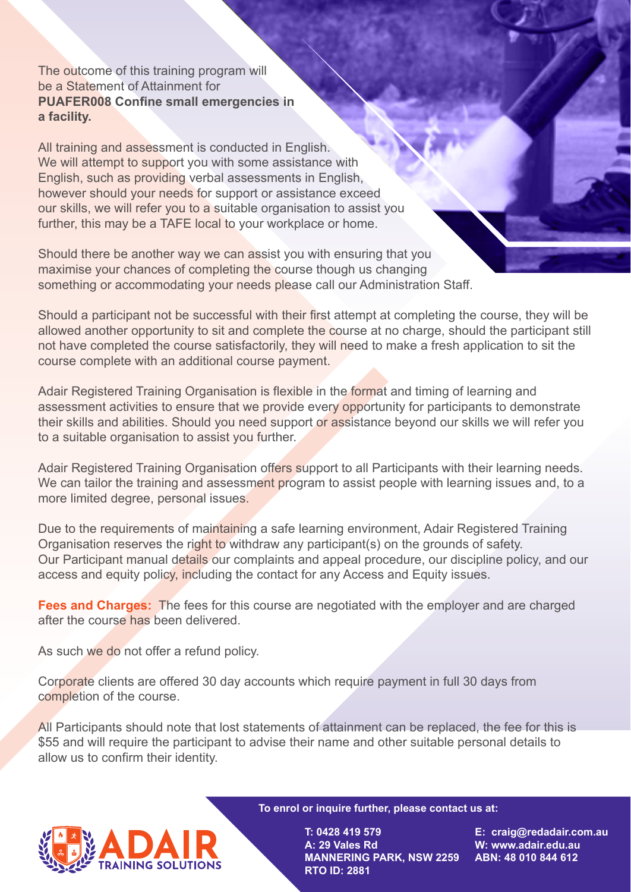The outcome of this training program will be a Statement of Attainment for **PUAFER008 Confine small emergencies in a facility.**

All training and assessment is conducted in English. We will attempt to support you with some assistance with English, such as providing verbal assessments in English, however should your needs for support or assistance exceed our skills, we will refer you to a suitable organisation to assist you further, this may be a TAFE local to your workplace or home.

Should there be another way we can assist you with ensuring that you maximise your chances of completing the course though us changing something or accommodating your needs please call our Administration Staff.

Should a participant not be successful with their first attempt at completing the course, they will be allowed another opportunity to sit and complete the course at no charge, should the participant still not have completed the course satisfactorily, they will need to make a fresh application to sit the course complete with an additional course payment.

Adair Registered Training Organisation is flexible in the format and timing of learning and assessment activities to ensure that we provide every opportunity for participants to demonstrate their skills and abilities. Should you need support or assistance beyond our skills we will refer you to a suitable organisation to assist you further.

Adair Registered Training Organisation offers support to all Participants with their learning needs. We can tailor the training and assessment program to assist people with learning issues and, to a more limited degree, personal issues.

Due to the requirements of maintaining a safe learning environment, Adair Registered Training Organisation reserves the right to withdraw any participant(s) on the grounds of safety. Our Participant manual details our complaints and appeal procedure, our discipline policy, and our access and equity policy, including the contact for any Access and Equity issues.

**Fees and Charges:** The fees for this course are negotiated with the employer and are charged after the course has been delivered.

As such we do not offer a refund policy.

Corporate clients are offered 30 day accounts which require payment in full 30 days from completion of the course.

All Participants should note that lost statements of attainment can be replaced, the fee for this is $55 and will require the participant to advise their name and other suitable personal details to allow us to confirm their identity.

ADAIR TRAINING SOLUTIONS

**To enrol or inquire further, please contact us at:**

**T: 0428 419 579**
**A: 29 Vales Rd**
**MANNERING PARK, NSW 2259**
**RTO ID: 2881**

**E: craig@redadair.com.au**
**W: www.adair.edu.au**
**ABN: 48 010 844 612**